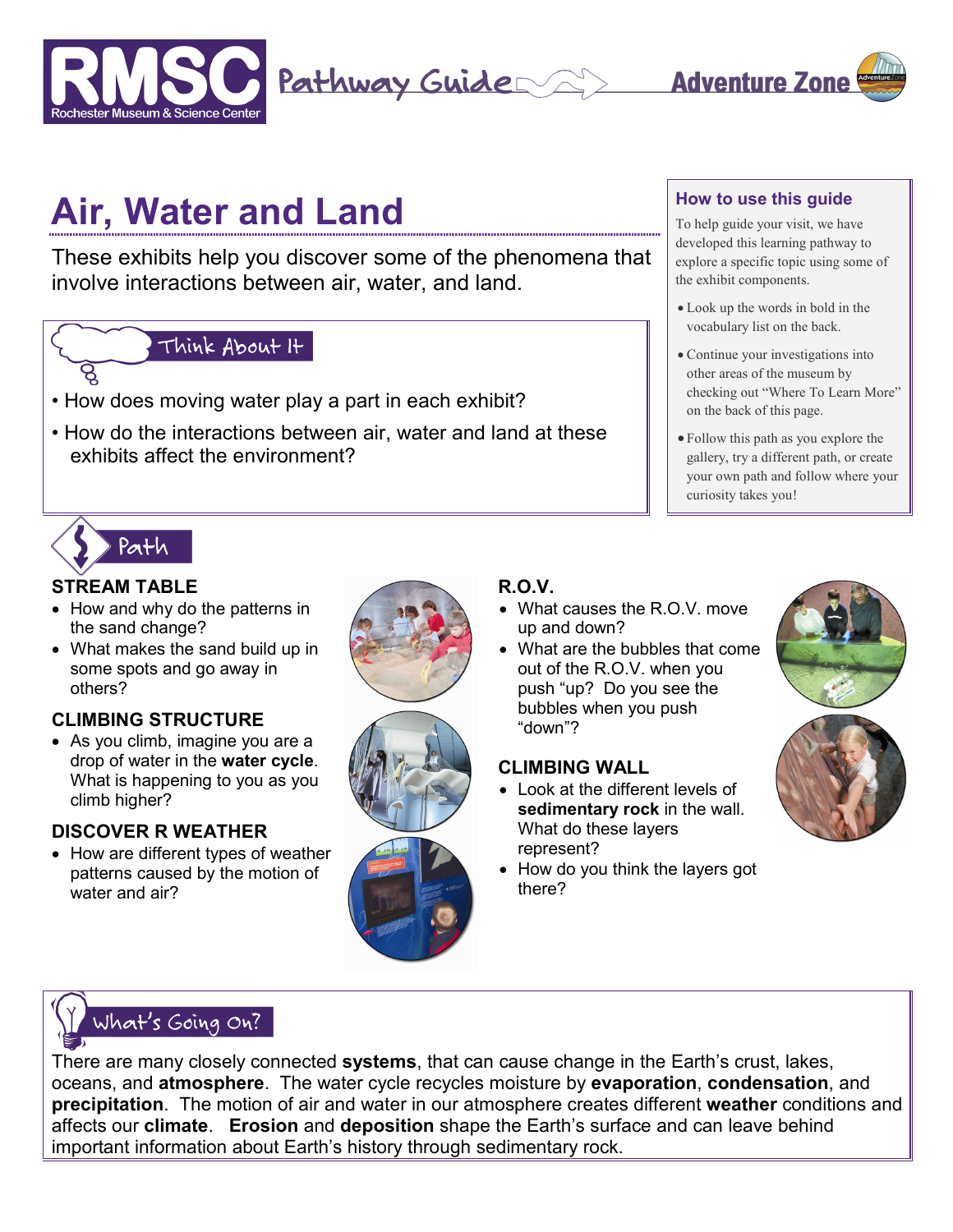RMSC Rochester Museum & Science Center

Pathway Guide — Adventure Zone

# Air, Water and Land

These exhibits help you discover some of the phenomena that involve interactions between air, water, and land.

## How to use this guide

To help guide your visit, we have developed this learning pathway to explore a specific topic using some of the exhibit components.

- Look up the words in bold in the vocabulary list on the back.
- Continue your investigations into other areas of the museum by checking out "Where To Learn More" on the back of this page.
- Follow this path as you explore the gallery, try a different path, or create your own path and follow where your curiosity takes you!

## Think About It

- How does moving water play a part in each exhibit?
- How do the interactions between air, water and land at these exhibits affect the environment?

## Path

### STREAM TABLE

- How and why do the patterns in the sand change?
- What makes the sand build up in some spots and go away in others?

### CLIMBING STRUCTURE

- As you climb, imagine you are a drop of water in the **water cycle**. What is happening to you as you climb higher?

### DISCOVER R WEATHER

- How are different types of weather patterns caused by the motion of water and air?

### R.O.V.

- What causes the R.O.V. move up and down?
- What are the bubbles that come out of the R.O.V. when you push "up? Do you see the bubbles when you push "down"?

### CLIMBING WALL

- Look at the different levels of **sedimentary rock** in the wall. What do these layers represent?
- How do you think the layers got there?

## What's Going On?

There are many closely connected **systems**, that can cause change in the Earth's crust, lakes, oceans, and **atmosphere**. The water cycle recycles moisture by **evaporation**, **condensation**, and **precipitation**. The motion of air and water in our atmosphere creates different **weather** conditions and affects our **climate**. **Erosion** and **deposition** shape the Earth's surface and can leave behind important information about Earth's history through sedimentary rock.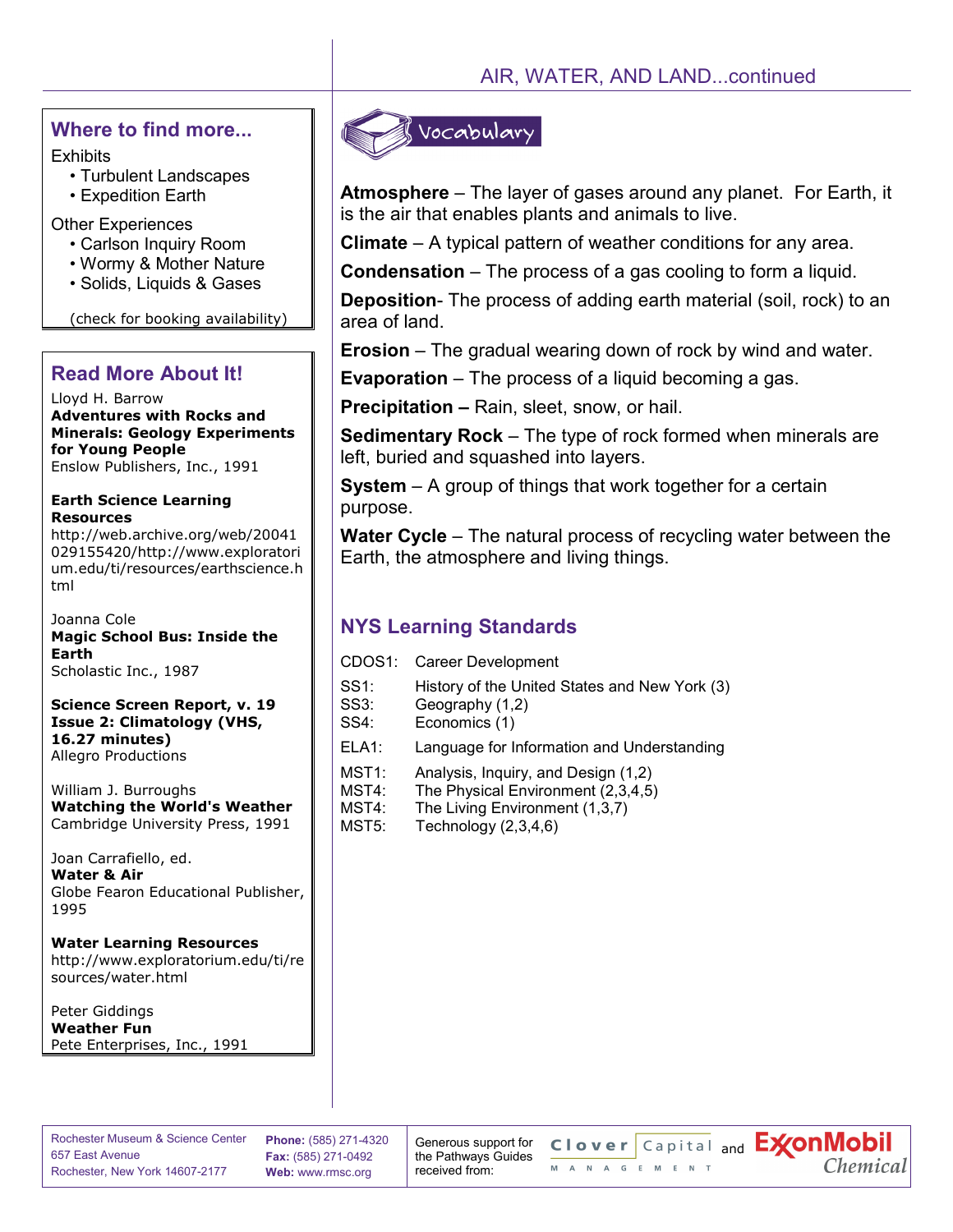## Where to find more...

Exhibits

- Turbulent Landscapes
- Expedition Earth

Other Experiences

- Carlson Inquiry Room
- Wormy & Mother Nature
- Solids, Liquids & Gases

(check for booking availability)

## Read More About It!

Lloyd H. Barrow
**Adventures with Rocks and Minerals: Geology Experiments for Young People**
Enslow Publishers, Inc., 1991

**Earth Science Learning Resources**
http://web.archive.org/web/20041029155420/http://www.exploratorium.edu/ti/resources/earthscience.html

Joanna Cole
**Magic School Bus: Inside the Earth**
Scholastic Inc., 1987

**Science Screen Report, v. 19 Issue 2: Climatology (VHS, 16.27 minutes)**
Allegro Productions

William J. Burroughs
**Watching the World's Weather**
Cambridge University Press, 1991

Joan Carrafiello, ed.
**Water & Air**
Globe Fearon Educational Publisher, 1995

**Water Learning Resources**
http://www.exploratorium.edu/ti/resources/water.html

Peter Giddings
**Weather Fun**
Pete Enterprises, Inc., 1991

## Vocabulary

**Atmosphere** – The layer of gases around any planet. For Earth, it is the air that enables plants and animals to live.

**Climate** – A typical pattern of weather conditions for any area.

**Condensation** – The process of a gas cooling to form a liquid.

**Deposition**- The process of adding earth material (soil, rock) to an area of land.

**Erosion** – The gradual wearing down of rock by wind and water.

**Evaporation** – The process of a liquid becoming a gas.

**Precipitation –** Rain, sleet, snow, or hail.

**Sedimentary Rock** – The type of rock formed when minerals are left, buried and squashed into layers.

**System** – A group of things that work together for a certain purpose.

**Water Cycle** – The natural process of recycling water between the Earth, the atmosphere and living things.

## NYS Learning Standards

| | |
|---|---|
| CDOS1: | Career Development |
| SS1: | History of the United States and New York (3) |
| SS3: | Geography (1,2) |
| SS4: | Economics (1) |
| ELA1: | Language for Information and Understanding |
| MST1: | Analysis, Inquiry, and Design (1,2) |
| MST4: | The Physical Environment (2,3,4,5) |
| MST4: | The Living Environment (1,3,7) |
| MST5: | Technology (2,3,4,6) |

Rochester Museum & Science Center
657 East Avenue
Rochester, New York 14607-2177

**Phone:** (585) 271-4320
**Fax:** (585) 271-0492
**Web:** www.rmsc.org

Generous support for the Pathways Guides received from: Clover Capital Management and ExxonMobil Chemical